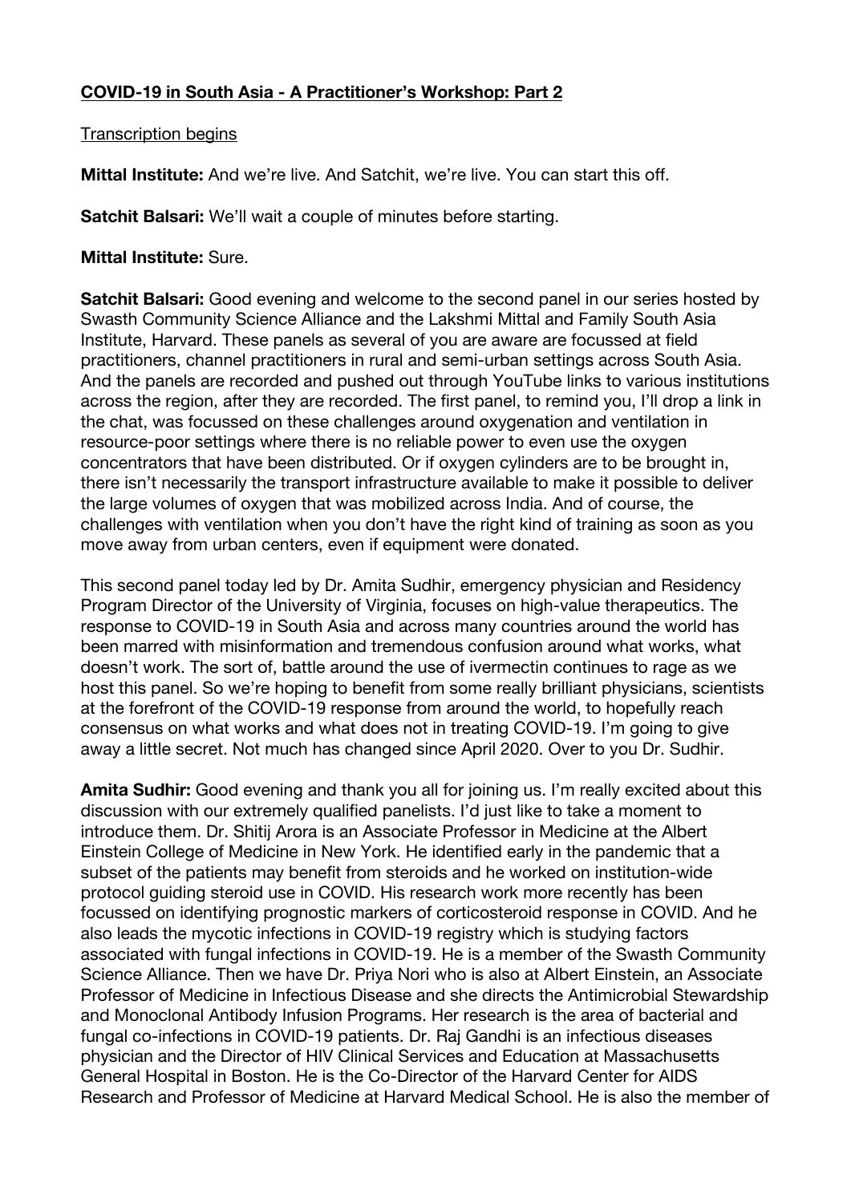**COVID-19 in South Asia - A Practitioner's Workshop: Part 2**

Transcription begins

**Mittal Institute:** And we're live. And Satchit, we're live. You can start this off.

**Satchit Balsari:** We'll wait a couple of minutes before starting.

**Mittal Institute:** Sure.

**Satchit Balsari:** Good evening and welcome to the second panel in our series hosted by Swasth Community Science Alliance and the Lakshmi Mittal and Family South Asia Institute, Harvard. These panels as several of you are aware are focussed at field practitioners, channel practitioners in rural and semi-urban settings across South Asia. And the panels are recorded and pushed out through YouTube links to various institutions across the region, after they are recorded. The first panel, to remind you, I'll drop a link in the chat, was focussed on these challenges around oxygenation and ventilation in resource-poor settings where there is no reliable power to even use the oxygen concentrators that have been distributed. Or if oxygen cylinders are to be brought in, there isn't necessarily the transport infrastructure available to make it possible to deliver the large volumes of oxygen that was mobilized across India. And of course, the challenges with ventilation when you don't have the right kind of training as soon as you move away from urban centers, even if equipment were donated.

This second panel today led by Dr. Amita Sudhir, emergency physician and Residency Program Director of the University of Virginia, focuses on high-value therapeutics. The response to COVID-19 in South Asia and across many countries around the world has been marred with misinformation and tremendous confusion around what works, what doesn't work. The sort of, battle around the use of ivermectin continues to rage as we host this panel. So we're hoping to benefit from some really brilliant physicians, scientists at the forefront of the COVID-19 response from around the world, to hopefully reach consensus on what works and what does not in treating COVID-19. I'm going to give away a little secret. Not much has changed since April 2020. Over to you Dr. Sudhir.

**Amita Sudhir:** Good evening and thank you all for joining us. I'm really excited about this discussion with our extremely qualified panelists. I'd just like to take a moment to introduce them. Dr. Shitij Arora is an Associate Professor in Medicine at the Albert Einstein College of Medicine in New York. He identified early in the pandemic that a subset of the patients may benefit from steroids and he worked on institution-wide protocol guiding steroid use in COVID. His research work more recently has been focussed on identifying prognostic markers of corticosteroid response in COVID. And he also leads the mycotic infections in COVID-19 registry which is studying factors associated with fungal infections in COVID-19. He is a member of the Swasth Community Science Alliance. Then we have Dr. Priya Nori who is also at Albert Einstein, an Associate Professor of Medicine in Infectious Disease and she directs the Antimicrobial Stewardship and Monoclonal Antibody Infusion Programs. Her research is the area of bacterial and fungal co-infections in COVID-19 patients. Dr. Raj Gandhi is an infectious diseases physician and the Director of HIV Clinical Services and Education at Massachusetts General Hospital in Boston. He is the Co-Director of the Harvard Center for AIDS Research and Professor of Medicine at Harvard Medical School. He is also the member of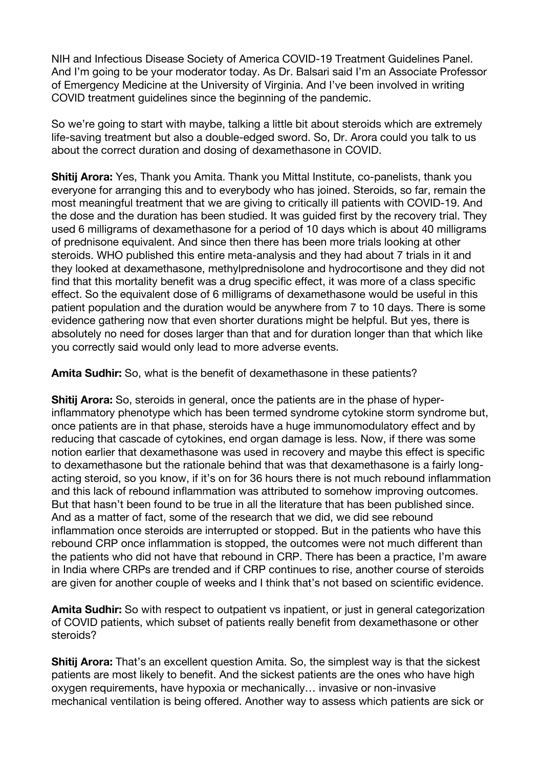NIH and Infectious Disease Society of America COVID-19 Treatment Guidelines Panel. And I'm going to be your moderator today. As Dr. Balsari said I'm an Associate Professor of Emergency Medicine at the University of Virginia. And I've been involved in writing COVID treatment guidelines since the beginning of the pandemic.

So we're going to start with maybe, talking a little bit about steroids which are extremely life-saving treatment but also a double-edged sword. So, Dr. Arora could you talk to us about the correct duration and dosing of dexamethasone in COVID.

**Shitij Arora:** Yes, Thank you Amita. Thank you Mittal Institute, co-panelists, thank you everyone for arranging this and to everybody who has joined. Steroids, so far, remain the most meaningful treatment that we are giving to critically ill patients with COVID-19. And the dose and the duration has been studied. It was guided first by the recovery trial. They used 6 milligrams of dexamethasone for a period of 10 days which is about 40 milligrams of prednisone equivalent. And since then there has been more trials looking at other steroids. WHO published this entire meta-analysis and they had about 7 trials in it and they looked at dexamethasone, methylprednisolone and hydrocortisone and they did not find that this mortality benefit was a drug specific effect, it was more of a class specific effect. So the equivalent dose of 6 milligrams of dexamethasone would be useful in this patient population and the duration would be anywhere from 7 to 10 days. There is some evidence gathering now that even shorter durations might be helpful. But yes, there is absolutely no need for doses larger than that and for duration longer than that which like you correctly said would only lead to more adverse events.

**Amita Sudhir:** So, what is the benefit of dexamethasone in these patients?

**Shitij Arora:** So, steroids in general, once the patients are in the phase of hyper-inflammatory phenotype which has been termed syndrome cytokine storm syndrome but, once patients are in that phase, steroids have a huge immunomodulatory effect and by reducing that cascade of cytokines, end organ damage is less. Now, if there was some notion earlier that dexamethasone was used in recovery and maybe this effect is specific to dexamethasone but the rationale behind that was that dexamethasone is a fairly long-acting steroid, so you know, if it's on for 36 hours there is not much rebound inflammation and this lack of rebound inflammation was attributed to somehow improving outcomes. But that hasn't been found to be true in all the literature that has been published since. And as a matter of fact, some of the research that we did, we did see rebound inflammation once steroids are interrupted or stopped. But in the patients who have this rebound CRP once inflammation is stopped, the outcomes were not much different than the patients who did not have that rebound in CRP. There has been a practice, I'm aware in India where CRPs are trended and if CRP continues to rise, another course of steroids are given for another couple of weeks and I think that's not based on scientific evidence.

**Amita Sudhir:** So with respect to outpatient vs inpatient, or just in general categorization of COVID patients, which subset of patients really benefit from dexamethasone or other steroids?

**Shitij Arora:** That's an excellent question Amita. So, the simplest way is that the sickest patients are most likely to benefit. And the sickest patients are the ones who have high oxygen requirements, have hypoxia or mechanically… invasive or non-invasive mechanical ventilation is being offered. Another way to assess which patients are sick or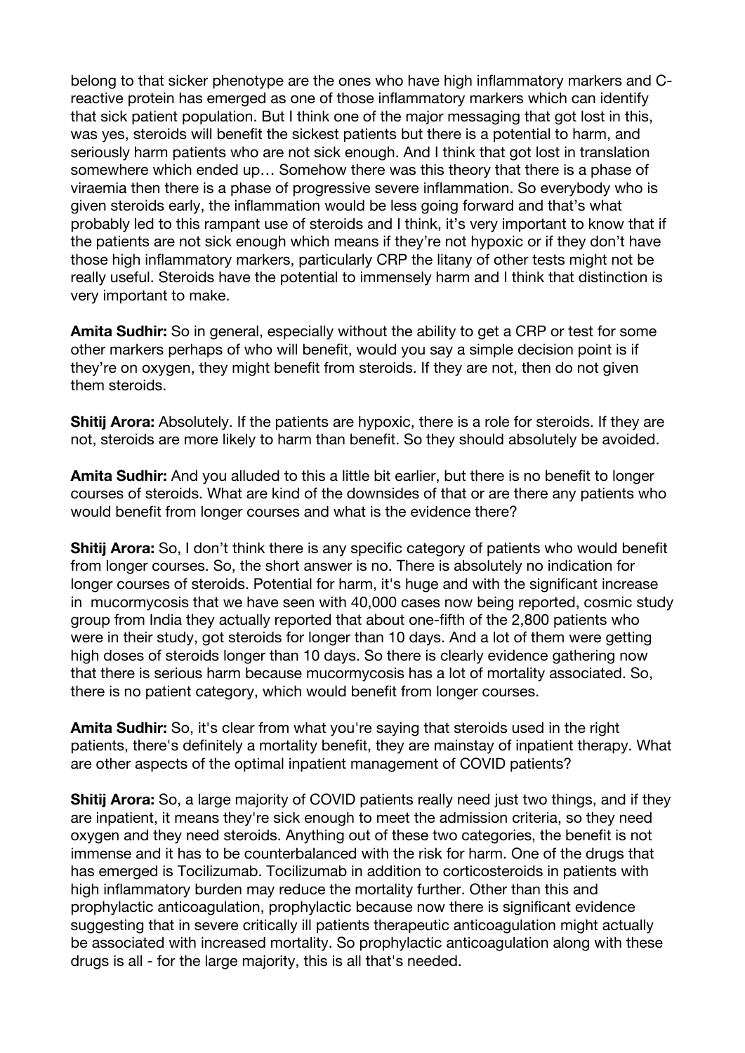belong to that sicker phenotype are the ones who have high inflammatory markers and C-reactive protein has emerged as one of those inflammatory markers which can identify that sick patient population. But I think one of the major messaging that got lost in this, was yes, steroids will benefit the sickest patients but there is a potential to harm, and seriously harm patients who are not sick enough. And I think that got lost in translation somewhere which ended up… Somehow there was this theory that there is a phase of viraemia then there is a phase of progressive severe inflammation. So everybody who is given steroids early, the inflammation would be less going forward and that's what probably led to this rampant use of steroids and I think, it's very important to know that if the patients are not sick enough which means if they're not hypoxic or if they don't have those high inflammatory markers, particularly CRP the litany of other tests might not be really useful. Steroids have the potential to immensely harm and I think that distinction is very important to make.

**Amita Sudhir:** So in general, especially without the ability to get a CRP or test for some other markers perhaps of who will benefit, would you say a simple decision point is if they're on oxygen, they might benefit from steroids. If they are not, then do not given them steroids.

**Shitij Arora:** Absolutely. If the patients are hypoxic, there is a role for steroids. If they are not, steroids are more likely to harm than benefit. So they should absolutely be avoided.

**Amita Sudhir:** And you alluded to this a little bit earlier, but there is no benefit to longer courses of steroids. What are kind of the downsides of that or are there any patients who would benefit from longer courses and what is the evidence there?

**Shitij Arora:** So, I don't think there is any specific category of patients who would benefit from longer courses. So, the short answer is no. There is absolutely no indication for longer courses of steroids. Potential for harm, it's huge and with the significant increase in mucormycosis that we have seen with 40,000 cases now being reported, cosmic study group from India they actually reported that about one-fifth of the 2,800 patients who were in their study, got steroids for longer than 10 days. And a lot of them were getting high doses of steroids longer than 10 days. So there is clearly evidence gathering now that there is serious harm because mucormycosis has a lot of mortality associated. So, there is no patient category, which would benefit from longer courses.

**Amita Sudhir:** So, it's clear from what you're saying that steroids used in the right patients, there's definitely a mortality benefit, they are mainstay of inpatient therapy. What are other aspects of the optimal inpatient management of COVID patients?

**Shitij Arora:** So, a large majority of COVID patients really need just two things, and if they are inpatient, it means they're sick enough to meet the admission criteria, so they need oxygen and they need steroids. Anything out of these two categories, the benefit is not immense and it has to be counterbalanced with the risk for harm. One of the drugs that has emerged is Tocilizumab. Tocilizumab in addition to corticosteroids in patients with high inflammatory burden may reduce the mortality further. Other than this and prophylactic anticoagulation, prophylactic because now there is significant evidence suggesting that in severe critically ill patients therapeutic anticoagulation might actually be associated with increased mortality. So prophylactic anticoagulation along with these drugs is all - for the large majority, this is all that's needed.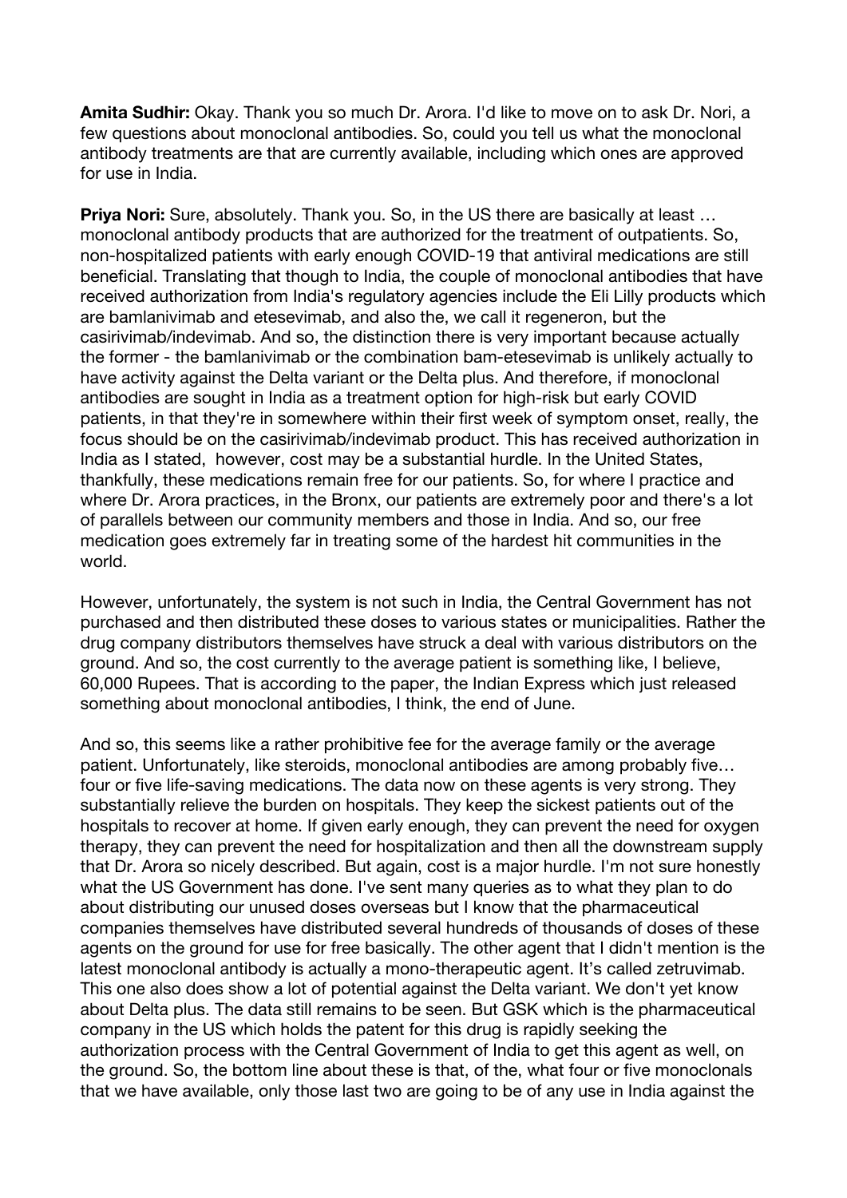**Amita Sudhir:** Okay. Thank you so much Dr. Arora. I'd like to move on to ask Dr. Nori, a few questions about monoclonal antibodies. So, could you tell us what the monoclonal antibody treatments are that are currently available, including which ones are approved for use in India.

**Priya Nori:** Sure, absolutely. Thank you. So, in the US there are basically at least … monoclonal antibody products that are authorized for the treatment of outpatients. So, non-hospitalized patients with early enough COVID-19 that antiviral medications are still beneficial. Translating that though to India, the couple of monoclonal antibodies that have received authorization from India's regulatory agencies include the Eli Lilly products which are bamlanivimab and etesevimab, and also the, we call it regeneron, but the casirivimab/indevimab. And so, the distinction there is very important because actually the former - the bamlanivimab or the combination bam-etesevimab is unlikely actually to have activity against the Delta variant or the Delta plus. And therefore, if monoclonal antibodies are sought in India as a treatment option for high-risk but early COVID patients, in that they're in somewhere within their first week of symptom onset, really, the focus should be on the casirivimab/indevimab product. This has received authorization in India as I stated, however, cost may be a substantial hurdle. In the United States, thankfully, these medications remain free for our patients. So, for where I practice and where Dr. Arora practices, in the Bronx, our patients are extremely poor and there's a lot of parallels between our community members and those in India. And so, our free medication goes extremely far in treating some of the hardest hit communities in the world.

However, unfortunately, the system is not such in India, the Central Government has not purchased and then distributed these doses to various states or municipalities. Rather the drug company distributors themselves have struck a deal with various distributors on the ground. And so, the cost currently to the average patient is something like, I believe, 60,000 Rupees. That is according to the paper, the Indian Express which just released something about monoclonal antibodies, I think, the end of June.

And so, this seems like a rather prohibitive fee for the average family or the average patient. Unfortunately, like steroids, monoclonal antibodies are among probably five… four or five life-saving medications. The data now on these agents is very strong. They substantially relieve the burden on hospitals. They keep the sickest patients out of the hospitals to recover at home. If given early enough, they can prevent the need for oxygen therapy, they can prevent the need for hospitalization and then all the downstream supply that Dr. Arora so nicely described. But again, cost is a major hurdle. I'm not sure honestly what the US Government has done. I've sent many queries as to what they plan to do about distributing our unused doses overseas but I know that the pharmaceutical companies themselves have distributed several hundreds of thousands of doses of these agents on the ground for use for free basically. The other agent that I didn't mention is the latest monoclonal antibody is actually a mono-therapeutic agent. It's called zetruvimab. This one also does show a lot of potential against the Delta variant. We don't yet know about Delta plus. The data still remains to be seen. But GSK which is the pharmaceutical company in the US which holds the patent for this drug is rapidly seeking the authorization process with the Central Government of India to get this agent as well, on the ground. So, the bottom line about these is that, of the, what four or five monoclonals that we have available, only those last two are going to be of any use in India against the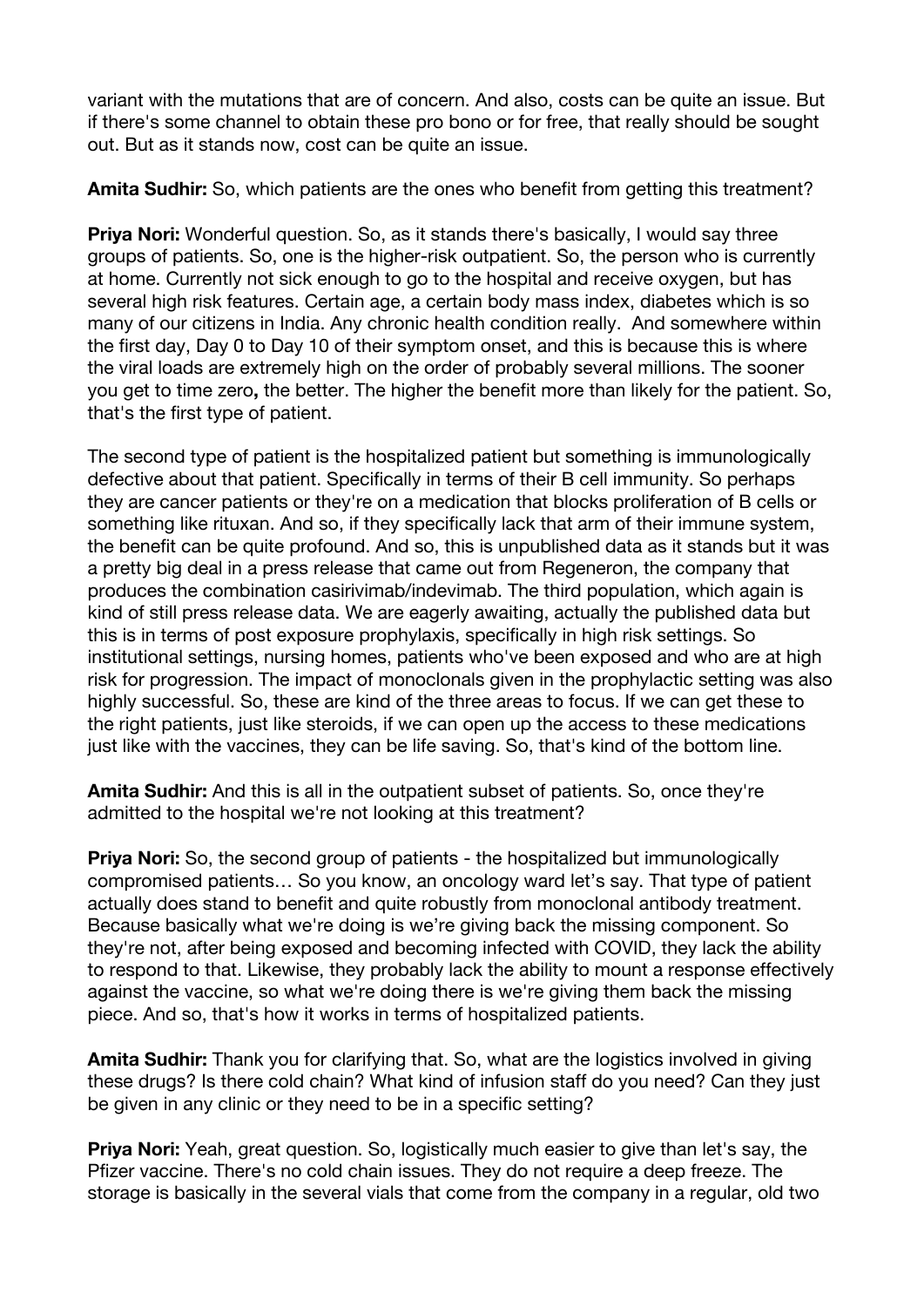variant with the mutations that are of concern. And also, costs can be quite an issue. But if there's some channel to obtain these pro bono or for free, that really should be sought out. But as it stands now, cost can be quite an issue.

**Amita Sudhir:** So, which patients are the ones who benefit from getting this treatment?

**Priya Nori:** Wonderful question. So, as it stands there's basically, I would say three groups of patients. So, one is the higher-risk outpatient. So, the person who is currently at home. Currently not sick enough to go to the hospital and receive oxygen, but has several high risk features. Certain age, a certain body mass index, diabetes which is so many of our citizens in India. Any chronic health condition really. And somewhere within the first day, Day 0 to Day 10 of their symptom onset, and this is because this is where the viral loads are extremely high on the order of probably several millions. The sooner you get to time zero**,** the better. The higher the benefit more than likely for the patient. So, that's the first type of patient.

The second type of patient is the hospitalized patient but something is immunologically defective about that patient. Specifically in terms of their B cell immunity. So perhaps they are cancer patients or they're on a medication that blocks proliferation of B cells or something like rituxan. And so, if they specifically lack that arm of their immune system, the benefit can be quite profound. And so, this is unpublished data as it stands but it was a pretty big deal in a press release that came out from Regeneron, the company that produces the combination casirivimab/indevimab. The third population, which again is kind of still press release data. We are eagerly awaiting, actually the published data but this is in terms of post exposure prophylaxis, specifically in high risk settings. So institutional settings, nursing homes, patients who've been exposed and who are at high risk for progression. The impact of monoclonals given in the prophylactic setting was also highly successful. So, these are kind of the three areas to focus. If we can get these to the right patients, just like steroids, if we can open up the access to these medications just like with the vaccines, they can be life saving. So, that's kind of the bottom line.

**Amita Sudhir:** And this is all in the outpatient subset of patients. So, once they're admitted to the hospital we're not looking at this treatment?

**Priya Nori:** So, the second group of patients - the hospitalized but immunologically compromised patients… So you know, an oncology ward let's say. That type of patient actually does stand to benefit and quite robustly from monoclonal antibody treatment. Because basically what we're doing is we're giving back the missing component. So they're not, after being exposed and becoming infected with COVID, they lack the ability to respond to that. Likewise, they probably lack the ability to mount a response effectively against the vaccine, so what we're doing there is we're giving them back the missing piece. And so, that's how it works in terms of hospitalized patients.

**Amita Sudhir:** Thank you for clarifying that. So, what are the logistics involved in giving these drugs? Is there cold chain? What kind of infusion staff do you need? Can they just be given in any clinic or they need to be in a specific setting?

**Priya Nori:** Yeah, great question. So, logistically much easier to give than let's say, the Pfizer vaccine. There's no cold chain issues. They do not require a deep freeze. The storage is basically in the several vials that come from the company in a regular, old two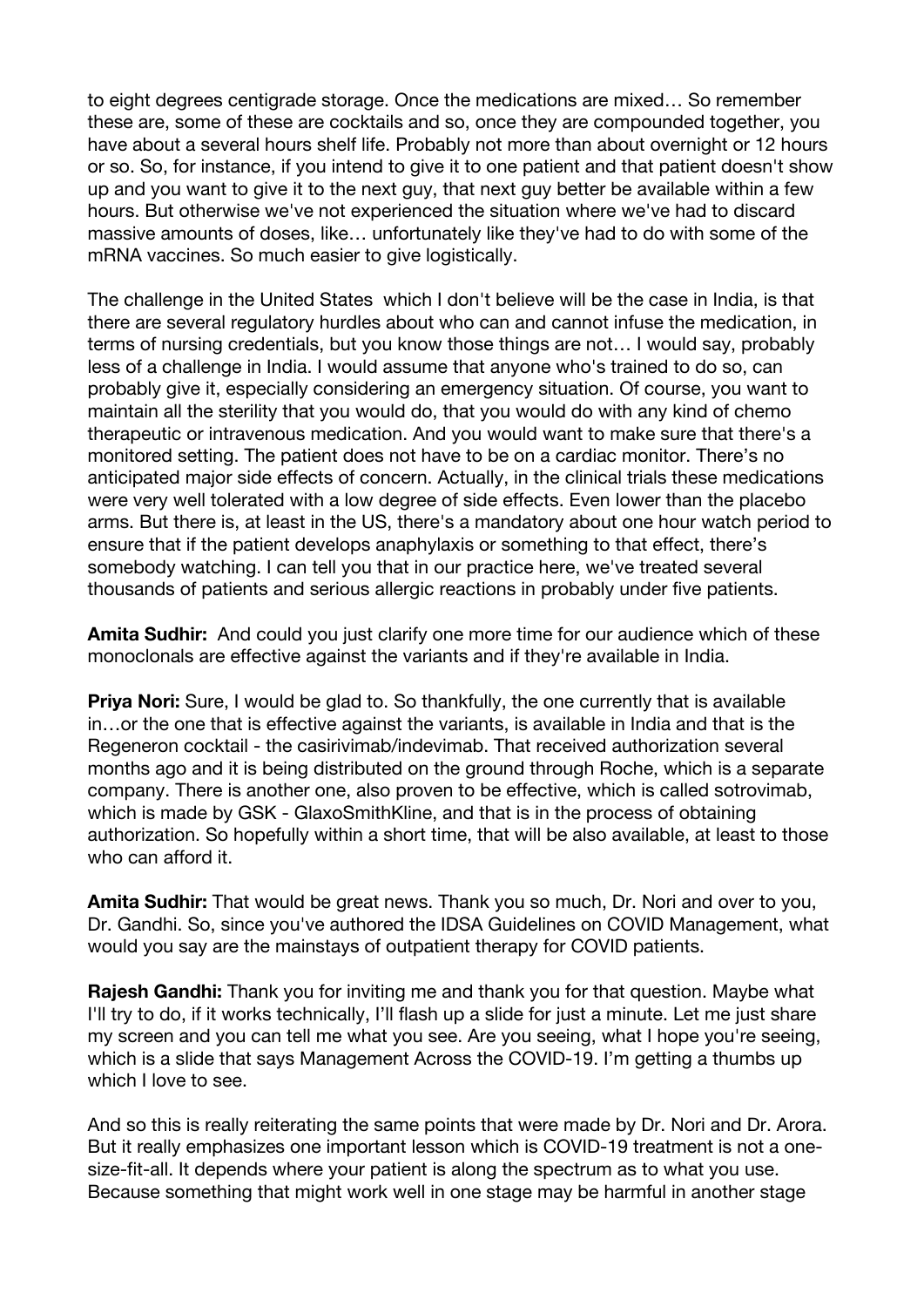to eight degrees centigrade storage. Once the medications are mixed… So remember these are, some of these are cocktails and so, once they are compounded together, you have about a several hours shelf life. Probably not more than about overnight or 12 hours or so. So, for instance, if you intend to give it to one patient and that patient doesn't show up and you want to give it to the next guy, that next guy better be available within a few hours. But otherwise we've not experienced the situation where we've had to discard massive amounts of doses, like… unfortunately like they've had to do with some of the mRNA vaccines. So much easier to give logistically.

The challenge in the United States which I don't believe will be the case in India, is that there are several regulatory hurdles about who can and cannot infuse the medication, in terms of nursing credentials, but you know those things are not… I would say, probably less of a challenge in India. I would assume that anyone who's trained to do so, can probably give it, especially considering an emergency situation. Of course, you want to maintain all the sterility that you would do, that you would do with any kind of chemo therapeutic or intravenous medication. And you would want to make sure that there's a monitored setting. The patient does not have to be on a cardiac monitor. There's no anticipated major side effects of concern. Actually, in the clinical trials these medications were very well tolerated with a low degree of side effects. Even lower than the placebo arms. But there is, at least in the US, there's a mandatory about one hour watch period to ensure that if the patient develops anaphylaxis or something to that effect, there's somebody watching. I can tell you that in our practice here, we've treated several thousands of patients and serious allergic reactions in probably under five patients.

**Amita Sudhir:** And could you just clarify one more time for our audience which of these monoclonals are effective against the variants and if they're available in India.

**Priya Nori:** Sure, I would be glad to. So thankfully, the one currently that is available in…or the one that is effective against the variants, is available in India and that is the Regeneron cocktail - the casirivimab/indevimab. That received authorization several months ago and it is being distributed on the ground through Roche, which is a separate company. There is another one, also proven to be effective, which is called sotrovimab, which is made by GSK - GlaxoSmithKline, and that is in the process of obtaining authorization. So hopefully within a short time, that will be also available, at least to those who can afford it.

**Amita Sudhir:** That would be great news. Thank you so much, Dr. Nori and over to you, Dr. Gandhi. So, since you've authored the IDSA Guidelines on COVID Management, what would you say are the mainstays of outpatient therapy for COVID patients.

**Rajesh Gandhi:** Thank you for inviting me and thank you for that question. Maybe what I'll try to do, if it works technically, I'll flash up a slide for just a minute. Let me just share my screen and you can tell me what you see. Are you seeing, what I hope you're seeing, which is a slide that says Management Across the COVID-19. I'm getting a thumbs up which I love to see.

And so this is really reiterating the same points that were made by Dr. Nori and Dr. Arora. But it really emphasizes one important lesson which is COVID-19 treatment is not a one-size-fit-all. It depends where your patient is along the spectrum as to what you use. Because something that might work well in one stage may be harmful in another stage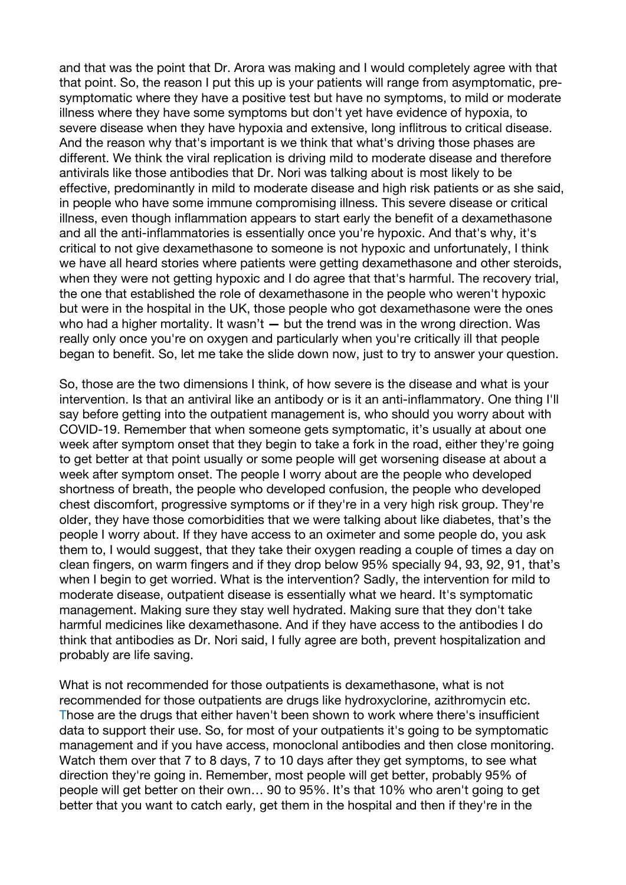and that was the point that Dr. Arora was making and I would completely agree with that that point. So, the reason I put this up is your patients will range from asymptomatic, pre-symptomatic where they have a positive test but have no symptoms, to mild or moderate illness where they have some symptoms but don't yet have evidence of hypoxia, to severe disease when they have hypoxia and extensive, long inflitrous to critical disease. And the reason why that's important is we think that what's driving those phases are different. We think the viral replication is driving mild to moderate disease and therefore antivirals like those antibodies that Dr. Nori was talking about is most likely to be effective, predominantly in mild to moderate disease and high risk patients or as she said, in people who have some immune compromising illness. This severe disease or critical illness, even though inflammation appears to start early the benefit of a dexamethasone and all the anti-inflammatories is essentially once you're hypoxic. And that's why, it's critical to not give dexamethasone to someone is not hypoxic and unfortunately, I think we have all heard stories where patients were getting dexamethasone and other steroids, when they were not getting hypoxic and I do agree that that's harmful. The recovery trial, the one that established the role of dexamethasone in the people who weren't hypoxic but were in the hospital in the UK, those people who got dexamethasone were the ones who had a higher mortality. It wasn't — but the trend was in the wrong direction. Was really only once you're on oxygen and particularly when you're critically ill that people began to benefit. So, let me take the slide down now, just to try to answer your question.

So, those are the two dimensions I think, of how severe is the disease and what is your intervention. Is that an antiviral like an antibody or is it an anti-inflammatory. One thing I'll say before getting into the outpatient management is, who should you worry about with COVID-19. Remember that when someone gets symptomatic, it's usually at about one week after symptom onset that they begin to take a fork in the road, either they're going to get better at that point usually or some people will get worsening disease at about a week after symptom onset. The people I worry about are the people who developed shortness of breath, the people who developed confusion, the people who developed chest discomfort, progressive symptoms or if they're in a very high risk group. They're older, they have those comorbidities that we were talking about like diabetes, that's the people I worry about. If they have access to an oximeter and some people do, you ask them to, I would suggest, that they take their oxygen reading a couple of times a day on clean fingers, on warm fingers and if they drop below 95% specially 94, 93, 92, 91, that's when I begin to get worried. What is the intervention? Sadly, the intervention for mild to moderate disease, outpatient disease is essentially what we heard. It's symptomatic management. Making sure they stay well hydrated. Making sure that they don't take harmful medicines like dexamethasone. And if they have access to the antibodies I do think that antibodies as Dr. Nori said, I fully agree are both, prevent hospitalization and probably are life saving.

What is not recommended for those outpatients is dexamethasone, what is not recommended for those outpatients are drugs like hydroxyclorine, azithromycin etc. Those are the drugs that either haven't been shown to work where there's insufficient data to support their use. So, for most of your outpatients it's going to be symptomatic management and if you have access, monoclonal antibodies and then close monitoring. Watch them over that 7 to 8 days, 7 to 10 days after they get symptoms, to see what direction they're going in. Remember, most people will get better, probably 95% of people will get better on their own… 90 to 95%. It's that 10% who aren't going to get better that you want to catch early, get them in the hospital and then if they're in the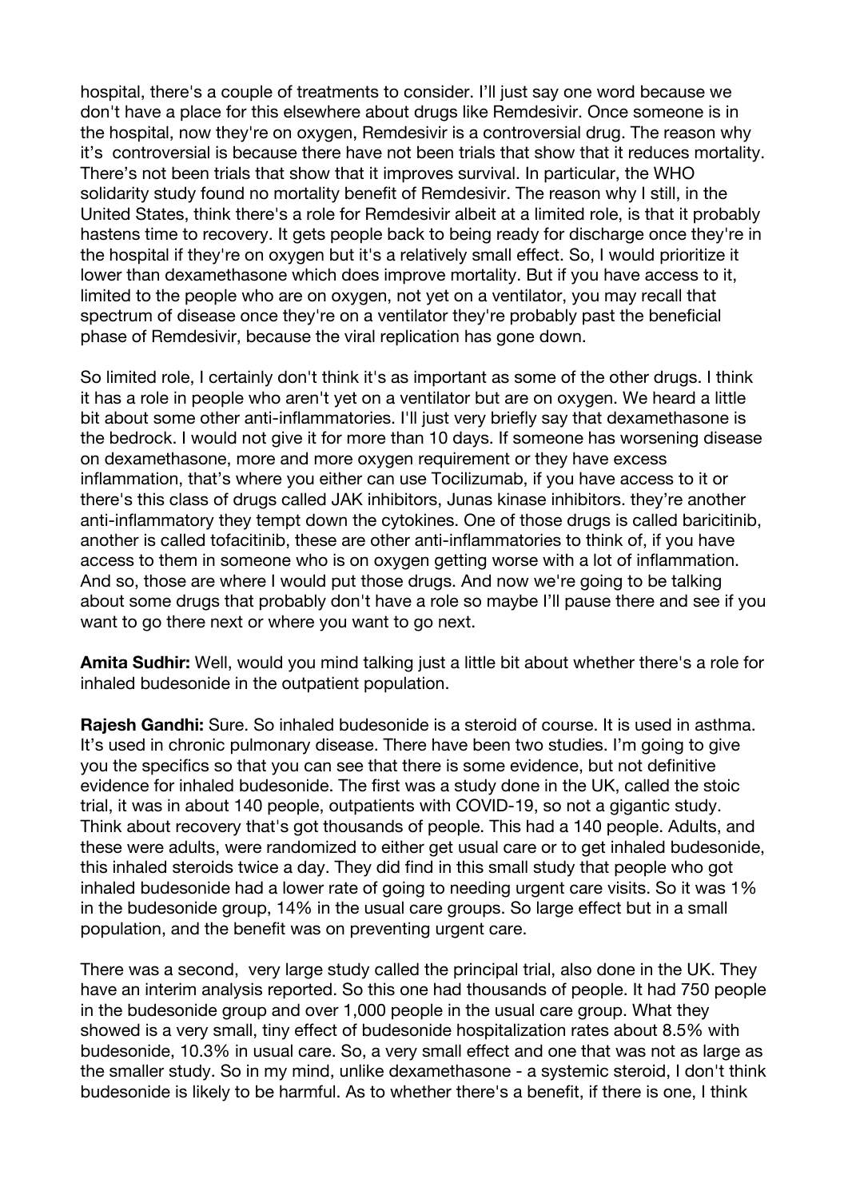hospital, there's a couple of treatments to consider. I'll just say one word because we don't have a place for this elsewhere about drugs like Remdesivir. Once someone is in the hospital, now they're on oxygen, Remdesivir is a controversial drug. The reason why it's controversial is because there have not been trials that show that it reduces mortality. There's not been trials that show that it improves survival. In particular, the WHO solidarity study found no mortality benefit of Remdesivir. The reason why I still, in the United States, think there's a role for Remdesivir albeit at a limited role, is that it probably hastens time to recovery. It gets people back to being ready for discharge once they're in the hospital if they're on oxygen but it's a relatively small effect. So, I would prioritize it lower than dexamethasone which does improve mortality. But if you have access to it, limited to the people who are on oxygen, not yet on a ventilator, you may recall that spectrum of disease once they're on a ventilator they're probably past the beneficial phase of Remdesivir, because the viral replication has gone down.

So limited role, I certainly don't think it's as important as some of the other drugs. I think it has a role in people who aren't yet on a ventilator but are on oxygen. We heard a little bit about some other anti-inflammatories. I'll just very briefly say that dexamethasone is the bedrock. I would not give it for more than 10 days. If someone has worsening disease on dexamethasone, more and more oxygen requirement or they have excess inflammation, that's where you either can use Tocilizumab, if you have access to it or there's this class of drugs called JAK inhibitors, Junas kinase inhibitors. they're another anti-inflammatory they tempt down the cytokines. One of those drugs is called baricitinib, another is called tofacitinib, these are other anti-inflammatories to think of, if you have access to them in someone who is on oxygen getting worse with a lot of inflammation. And so, those are where I would put those drugs. And now we're going to be talking about some drugs that probably don't have a role so maybe I'll pause there and see if you want to go there next or where you want to go next.

**Amita Sudhir:** Well, would you mind talking just a little bit about whether there's a role for inhaled budesonide in the outpatient population.

**Rajesh Gandhi:** Sure. So inhaled budesonide is a steroid of course. It is used in asthma. It's used in chronic pulmonary disease. There have been two studies. I'm going to give you the specifics so that you can see that there is some evidence, but not definitive evidence for inhaled budesonide. The first was a study done in the UK, called the stoic trial, it was in about 140 people, outpatients with COVID-19, so not a gigantic study. Think about recovery that's got thousands of people. This had a 140 people. Adults, and these were adults, were randomized to either get usual care or to get inhaled budesonide, this inhaled steroids twice a day. They did find in this small study that people who got inhaled budesonide had a lower rate of going to needing urgent care visits. So it was 1% in the budesonide group, 14% in the usual care groups. So large effect but in a small population, and the benefit was on preventing urgent care.

There was a second, very large study called the principal trial, also done in the UK. They have an interim analysis reported. So this one had thousands of people. It had 750 people in the budesonide group and over 1,000 people in the usual care group. What they showed is a very small, tiny effect of budesonide hospitalization rates about 8.5% with budesonide, 10.3% in usual care. So, a very small effect and one that was not as large as the smaller study. So in my mind, unlike dexamethasone - a systemic steroid, I don't think budesonide is likely to be harmful. As to whether there's a benefit, if there is one, I think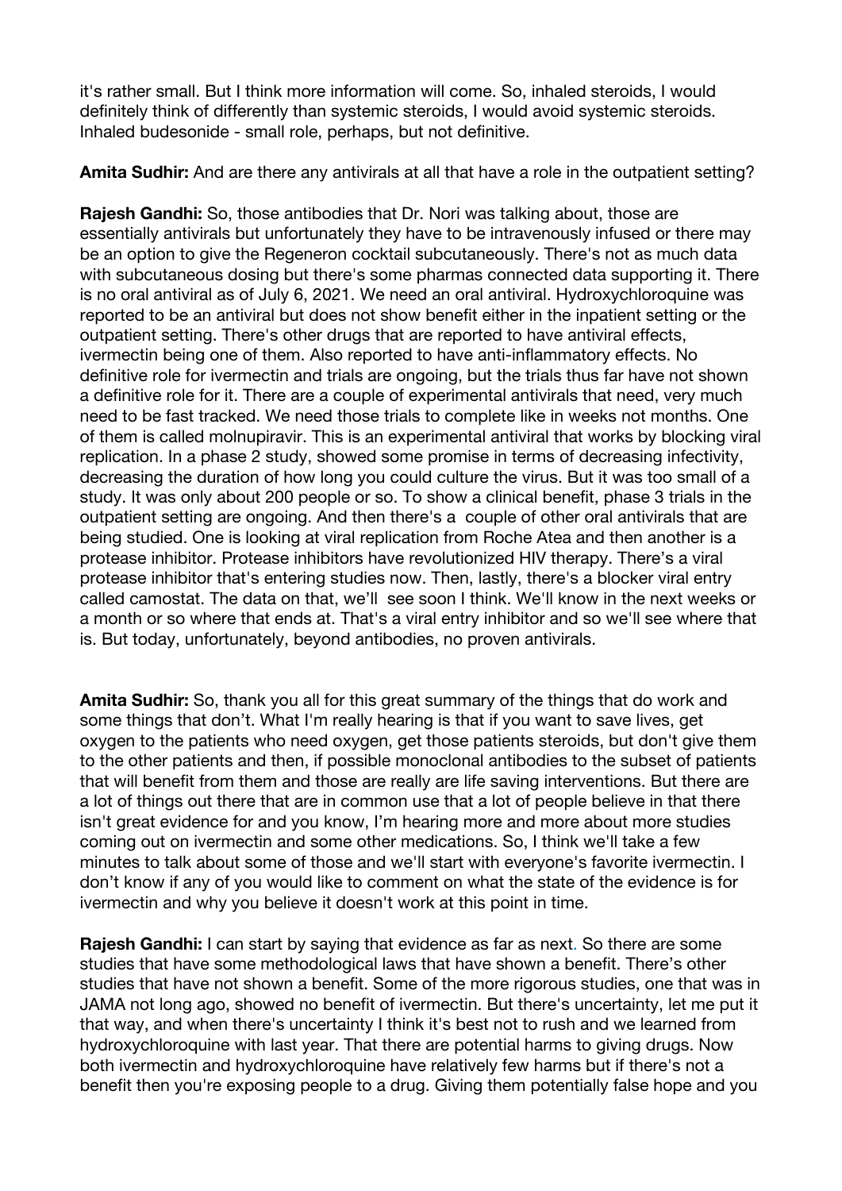it's rather small. But I think more information will come. So, inhaled steroids, I would definitely think of differently than systemic steroids, I would avoid systemic steroids. Inhaled budesonide - small role, perhaps, but not definitive.

**Amita Sudhir:** And are there any antivirals at all that have a role in the outpatient setting?

**Rajesh Gandhi:** So, those antibodies that Dr. Nori was talking about, those are essentially antivirals but unfortunately they have to be intravenously infused or there may be an option to give the Regeneron cocktail subcutaneously. There's not as much data with subcutaneous dosing but there's some pharmas connected data supporting it. There is no oral antiviral as of July 6, 2021. We need an oral antiviral. Hydroxychloroquine was reported to be an antiviral but does not show benefit either in the inpatient setting or the outpatient setting. There's other drugs that are reported to have antiviral effects, ivermectin being one of them. Also reported to have anti-inflammatory effects. No definitive role for ivermectin and trials are ongoing, but the trials thus far have not shown a definitive role for it. There are a couple of experimental antivirals that need, very much need to be fast tracked. We need those trials to complete like in weeks not months. One of them is called molnupiravir. This is an experimental antiviral that works by blocking viral replication. In a phase 2 study, showed some promise in terms of decreasing infectivity, decreasing the duration of how long you could culture the virus. But it was too small of a study. It was only about 200 people or so. To show a clinical benefit, phase 3 trials in the outpatient setting are ongoing. And then there's a  couple of other oral antivirals that are being studied. One is looking at viral replication from Roche Atea and then another is a protease inhibitor. Protease inhibitors have revolutionized HIV therapy. There's a viral protease inhibitor that's entering studies now. Then, lastly, there's a blocker viral entry called camostat. The data on that, we'll  see soon I think. We'll know in the next weeks or a month or so where that ends at. That's a viral entry inhibitor and so we'll see where that is. But today, unfortunately, beyond antibodies, no proven antivirals.

**Amita Sudhir:** So, thank you all for this great summary of the things that do work and some things that don't. What I'm really hearing is that if you want to save lives, get oxygen to the patients who need oxygen, get those patients steroids, but don't give them to the other patients and then, if possible monoclonal antibodies to the subset of patients that will benefit from them and those are really are life saving interventions. But there are a lot of things out there that are in common use that a lot of people believe in that there isn't great evidence for and you know, I'm hearing more and more about more studies coming out on ivermectin and some other medications. So, I think we'll take a few minutes to talk about some of those and we'll start with everyone's favorite ivermectin. I don't know if any of you would like to comment on what the state of the evidence is for ivermectin and why you believe it doesn't work at this point in time.

**Rajesh Gandhi:** I can start by saying that evidence as far as next. So there are some studies that have some methodological laws that have shown a benefit. There's other studies that have not shown a benefit. Some of the more rigorous studies, one that was in JAMA not long ago, showed no benefit of ivermectin. But there's uncertainty, let me put it that way, and when there's uncertainty I think it's best not to rush and we learned from hydroxychloroquine with last year. That there are potential harms to giving drugs. Now both ivermectin and hydroxychloroquine have relatively few harms but if there's not a benefit then you're exposing people to a drug. Giving them potentially false hope and you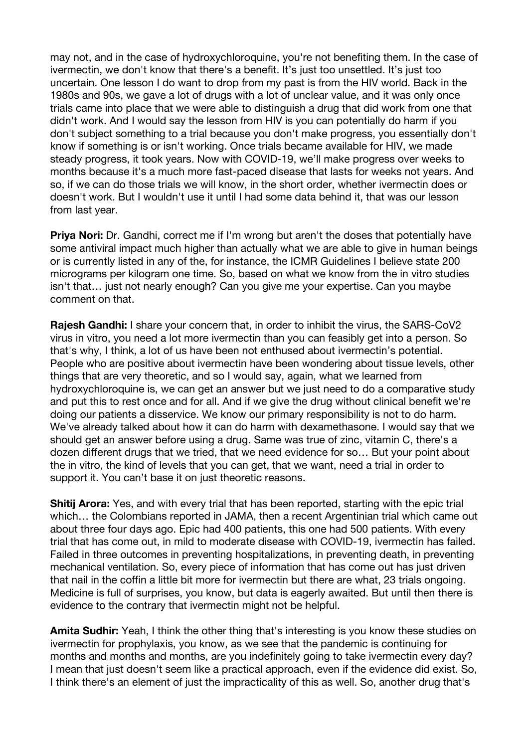may not, and in the case of hydroxychloroquine, you're not benefiting them. In the case of ivermectin, we don't know that there's a benefit. It's just too unsettled. It's just too uncertain. One lesson I do want to drop from my past is from the HIV world. Back in the 1980s and 90s, we gave a lot of drugs with a lot of unclear value, and it was only once trials came into place that we were able to distinguish a drug that did work from one that didn't work. And I would say the lesson from HIV is you can potentially do harm if you don't subject something to a trial because you don't make progress, you essentially don't know if something is or isn't working. Once trials became available for HIV, we made steady progress, it took years. Now with COVID-19, we'll make progress over weeks to months because it's a much more fast-paced disease that lasts for weeks not years. And so, if we can do those trials we will know, in the short order, whether ivermectin does or doesn't work. But I wouldn't use it until I had some data behind it, that was our lesson from last year.

**Priya Nori:** Dr. Gandhi, correct me if I'm wrong but aren't the doses that potentially have some antiviral impact much higher than actually what we are able to give in human beings or is currently listed in any of the, for instance, the ICMR Guidelines I believe state 200 micrograms per kilogram one time. So, based on what we know from the in vitro studies isn't that… just not nearly enough? Can you give me your expertise. Can you maybe comment on that.

**Rajesh Gandhi:** I share your concern that, in order to inhibit the virus, the SARS-CoV2 virus in vitro, you need a lot more ivermectin than you can feasibly get into a person. So that's why, I think, a lot of us have been not enthused about ivermectin's potential. People who are positive about ivermectin have been wondering about tissue levels, other things that are very theoretic, and so I would say, again, what we learned from hydroxychloroquine is, we can get an answer but we just need to do a comparative study and put this to rest once and for all. And if we give the drug without clinical benefit we're doing our patients a disservice. We know our primary responsibility is not to do harm. We've already talked about how it can do harm with dexamethasone. I would say that we should get an answer before using a drug. Same was true of zinc, vitamin C, there's a dozen different drugs that we tried, that we need evidence for so… But your point about the in vitro, the kind of levels that you can get, that we want, need a trial in order to support it. You can't base it on just theoretic reasons.

**Shitij Arora:** Yes, and with every trial that has been reported, starting with the epic trial which… the Colombians reported in JAMA, then a recent Argentinian trial which came out about three four days ago. Epic had 400 patients, this one had 500 patients. With every trial that has come out, in mild to moderate disease with COVID-19, ivermectin has failed. Failed in three outcomes in preventing hospitalizations, in preventing death, in preventing mechanical ventilation. So, every piece of information that has come out has just driven that nail in the coffin a little bit more for ivermectin but there are what, 23 trials ongoing. Medicine is full of surprises, you know, but data is eagerly awaited. But until then there is evidence to the contrary that ivermectin might not be helpful.

**Amita Sudhir:** Yeah, I think the other thing that's interesting is you know these studies on ivermectin for prophylaxis, you know, as we see that the pandemic is continuing for months and months and months, are you indefinitely going to take ivermectin every day? I mean that just doesn't seem like a practical approach, even if the evidence did exist. So, I think there's an element of just the impracticality of this as well. So, another drug that's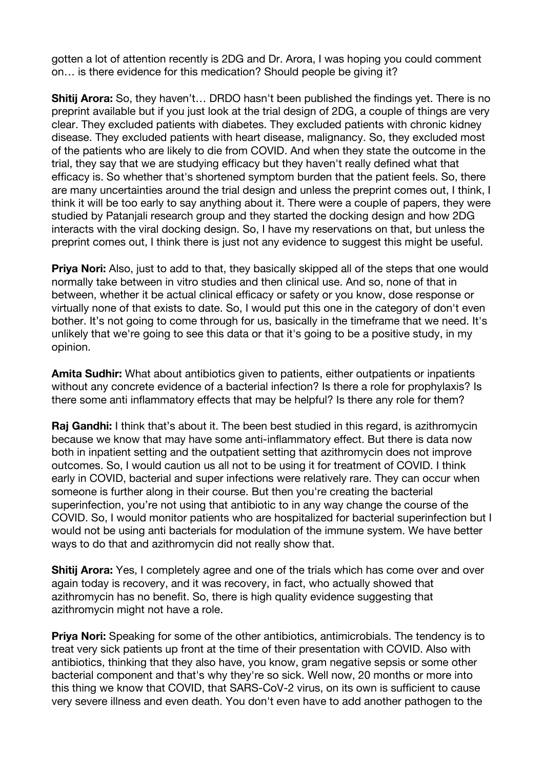gotten a lot of attention recently is 2DG and Dr. Arora, I was hoping you could comment on… is there evidence for this medication? Should people be giving it?

**Shitij Arora:** So, they haven't… DRDO hasn't been published the findings yet. There is no preprint available but if you just look at the trial design of 2DG, a couple of things are very clear. They excluded patients with diabetes. They excluded patients with chronic kidney disease. They excluded patients with heart disease, malignancy. So, they excluded most of the patients who are likely to die from COVID. And when they state the outcome in the trial, they say that we are studying efficacy but they haven't really defined what that efficacy is. So whether that's shortened symptom burden that the patient feels. So, there are many uncertainties around the trial design and unless the preprint comes out, I think, I think it will be too early to say anything about it. There were a couple of papers, they were studied by Patanjali research group and they started the docking design and how 2DG interacts with the viral docking design. So, I have my reservations on that, but unless the preprint comes out, I think there is just not any evidence to suggest this might be useful.

**Priya Nori:** Also, just to add to that, they basically skipped all of the steps that one would normally take between in vitro studies and then clinical use. And so, none of that in between, whether it be actual clinical efficacy or safety or you know, dose response or virtually none of that exists to date. So, I would put this one in the category of don't even bother. It's not going to come through for us, basically in the timeframe that we need. It's unlikely that we're going to see this data or that it's going to be a positive study, in my opinion.

**Amita Sudhir:** What about antibiotics given to patients, either outpatients or inpatients without any concrete evidence of a bacterial infection? Is there a role for prophylaxis? Is there some anti inflammatory effects that may be helpful? Is there any role for them?

**Raj Gandhi:** I think that's about it. The been best studied in this regard, is azithromycin because we know that may have some anti-inflammatory effect. But there is data now both in inpatient setting and the outpatient setting that azithromycin does not improve outcomes. So, I would caution us all not to be using it for treatment of COVID. I think early in COVID, bacterial and super infections were relatively rare. They can occur when someone is further along in their course. But then you're creating the bacterial superinfection, you're not using that antibiotic to in any way change the course of the COVID. So, I would monitor patients who are hospitalized for bacterial superinfection but I would not be using anti bacterials for modulation of the immune system. We have better ways to do that and azithromycin did not really show that.

**Shitij Arora:** Yes, I completely agree and one of the trials which has come over and over again today is recovery, and it was recovery, in fact, who actually showed that azithromycin has no benefit. So, there is high quality evidence suggesting that azithromycin might not have a role.

**Priya Nori:** Speaking for some of the other antibiotics, antimicrobials. The tendency is to treat very sick patients up front at the time of their presentation with COVID. Also with antibiotics, thinking that they also have, you know, gram negative sepsis or some other bacterial component and that's why they're so sick. Well now, 20 months or more into this thing we know that COVID, that SARS-CoV-2 virus, on its own is sufficient to cause very severe illness and even death. You don't even have to add another pathogen to the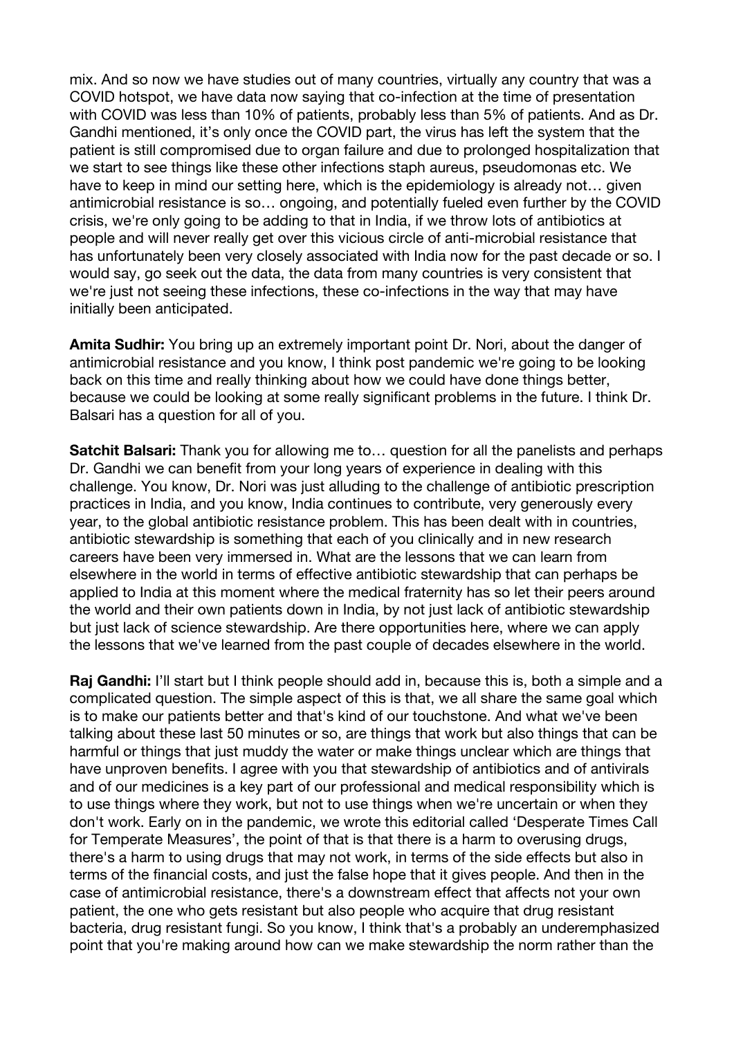mix. And so now we have studies out of many countries, virtually any country that was a COVID hotspot, we have data now saying that co-infection at the time of presentation with COVID was less than 10% of patients, probably less than 5% of patients. And as Dr. Gandhi mentioned, it's only once the COVID part, the virus has left the system that the patient is still compromised due to organ failure and due to prolonged hospitalization that we start to see things like these other infections staph aureus, pseudomonas etc. We have to keep in mind our setting here, which is the epidemiology is already not… given antimicrobial resistance is so… ongoing, and potentially fueled even further by the COVID crisis, we're only going to be adding to that in India, if we throw lots of antibiotics at people and will never really get over this vicious circle of anti-microbial resistance that has unfortunately been very closely associated with India now for the past decade or so. I would say, go seek out the data, the data from many countries is very consistent that we're just not seeing these infections, these co-infections in the way that may have initially been anticipated.

**Amita Sudhir:** You bring up an extremely important point Dr. Nori, about the danger of antimicrobial resistance and you know, I think post pandemic we're going to be looking back on this time and really thinking about how we could have done things better, because we could be looking at some really significant problems in the future. I think Dr. Balsari has a question for all of you.

**Satchit Balsari:** Thank you for allowing me to… question for all the panelists and perhaps Dr. Gandhi we can benefit from your long years of experience in dealing with this challenge. You know, Dr. Nori was just alluding to the challenge of antibiotic prescription practices in India, and you know, India continues to contribute, very generously every year, to the global antibiotic resistance problem. This has been dealt with in countries, antibiotic stewardship is something that each of you clinically and in new research careers have been very immersed in. What are the lessons that we can learn from elsewhere in the world in terms of effective antibiotic stewardship that can perhaps be applied to India at this moment where the medical fraternity has so let their peers around the world and their own patients down in India, by not just lack of antibiotic stewardship but just lack of science stewardship. Are there opportunities here, where we can apply the lessons that we've learned from the past couple of decades elsewhere in the world.

**Raj Gandhi:** I'll start but I think people should add in, because this is, both a simple and a complicated question. The simple aspect of this is that, we all share the same goal which is to make our patients better and that's kind of our touchstone. And what we've been talking about these last 50 minutes or so, are things that work but also things that can be harmful or things that just muddy the water or make things unclear which are things that have unproven benefits. I agree with you that stewardship of antibiotics and of antivirals and of our medicines is a key part of our professional and medical responsibility which is to use things where they work, but not to use things when we're uncertain or when they don't work. Early on in the pandemic, we wrote this editorial called 'Desperate Times Call for Temperate Measures', the point of that is that there is a harm to overusing drugs, there's a harm to using drugs that may not work, in terms of the side effects but also in terms of the financial costs, and just the false hope that it gives people. And then in the case of antimicrobial resistance, there's a downstream effect that affects not your own patient, the one who gets resistant but also people who acquire that drug resistant bacteria, drug resistant fungi. So you know, I think that's a probably an underemphasized point that you're making around how can we make stewardship the norm rather than the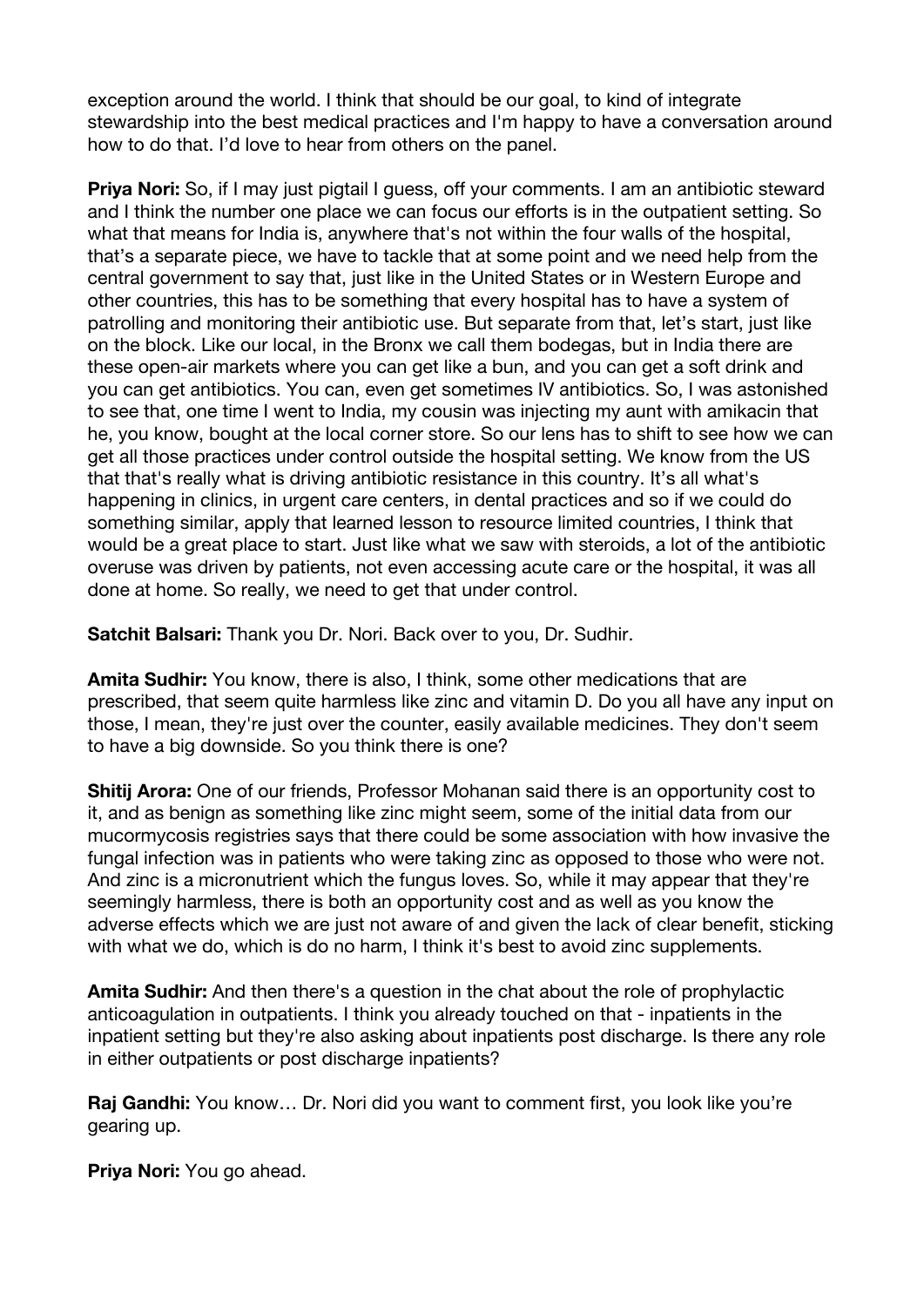exception around the world. I think that should be our goal, to kind of integrate stewardship into the best medical practices and I'm happy to have a conversation around how to do that. I'd love to hear from others on the panel.

**Priya Nori:** So, if I may just pigtail I guess, off your comments. I am an antibiotic steward and I think the number one place we can focus our efforts is in the outpatient setting. So what that means for India is, anywhere that's not within the four walls of the hospital, that's a separate piece, we have to tackle that at some point and we need help from the central government to say that, just like in the United States or in Western Europe and other countries, this has to be something that every hospital has to have a system of patrolling and monitoring their antibiotic use. But separate from that, let's start, just like on the block. Like our local, in the Bronx we call them bodegas, but in India there are these open-air markets where you can get like a bun, and you can get a soft drink and you can get antibiotics. You can, even get sometimes IV antibiotics. So, I was astonished to see that, one time I went to India, my cousin was injecting my aunt with amikacin that he, you know, bought at the local corner store. So our lens has to shift to see how we can get all those practices under control outside the hospital setting. We know from the US that that's really what is driving antibiotic resistance in this country. It's all what's happening in clinics, in urgent care centers, in dental practices and so if we could do something similar, apply that learned lesson to resource limited countries, I think that would be a great place to start. Just like what we saw with steroids, a lot of the antibiotic overuse was driven by patients, not even accessing acute care or the hospital, it was all done at home. So really, we need to get that under control.

**Satchit Balsari:** Thank you Dr. Nori. Back over to you, Dr. Sudhir.

**Amita Sudhir:** You know, there is also, I think, some other medications that are prescribed, that seem quite harmless like zinc and vitamin D. Do you all have any input on those, I mean, they're just over the counter, easily available medicines. They don't seem to have a big downside. So you think there is one?

**Shitij Arora:** One of our friends, Professor Mohanan said there is an opportunity cost to it, and as benign as something like zinc might seem, some of the initial data from our mucormycosis registries says that there could be some association with how invasive the fungal infection was in patients who were taking zinc as opposed to those who were not. And zinc is a micronutrient which the fungus loves. So, while it may appear that they're seemingly harmless, there is both an opportunity cost and as well as you know the adverse effects which we are just not aware of and given the lack of clear benefit, sticking with what we do, which is do no harm, I think it's best to avoid zinc supplements.

**Amita Sudhir:** And then there's a question in the chat about the role of prophylactic anticoagulation in outpatients. I think you already touched on that - inpatients in the inpatient setting but they're also asking about inpatients post discharge. Is there any role in either outpatients or post discharge inpatients?

**Raj Gandhi:** You know… Dr. Nori did you want to comment first, you look like you're gearing up.

**Priya Nori:** You go ahead.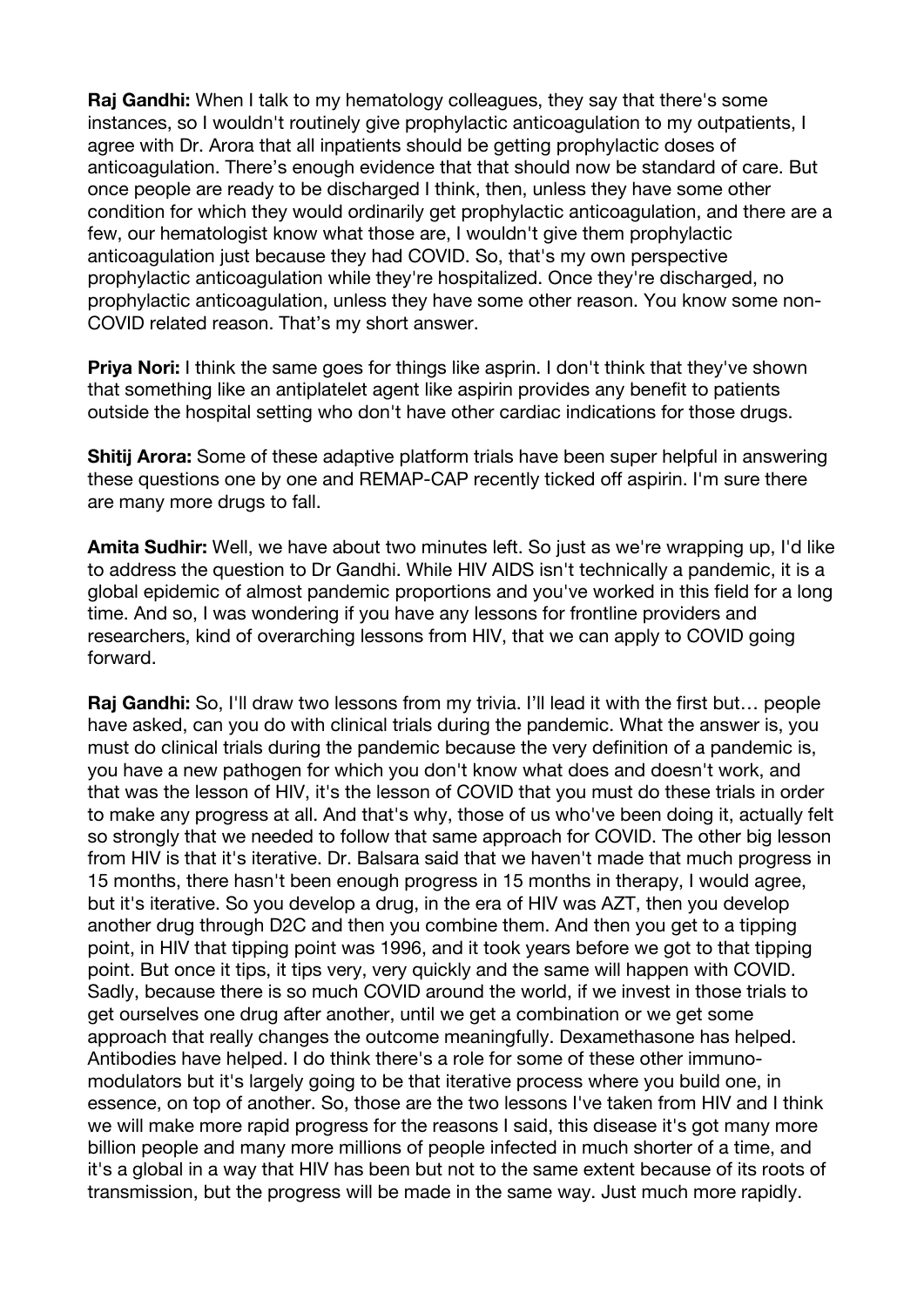**Raj Gandhi:** When I talk to my hematology colleagues, they say that there's some instances, so I wouldn't routinely give prophylactic anticoagulation to my outpatients, I agree with Dr. Arora that all inpatients should be getting prophylactic doses of anticoagulation. There's enough evidence that that should now be standard of care. But once people are ready to be discharged I think, then, unless they have some other condition for which they would ordinarily get prophylactic anticoagulation, and there are a few, our hematologist know what those are, I wouldn't give them prophylactic anticoagulation just because they had COVID. So, that's my own perspective prophylactic anticoagulation while they're hospitalized. Once they're discharged, no prophylactic anticoagulation, unless they have some other reason. You know some non-COVID related reason. That's my short answer.

**Priya Nori:** I think the same goes for things like asprin. I don't think that they've shown that something like an antiplatelet agent like aspirin provides any benefit to patients outside the hospital setting who don't have other cardiac indications for those drugs.

**Shitij Arora:** Some of these adaptive platform trials have been super helpful in answering these questions one by one and REMAP-CAP recently ticked off aspirin. I'm sure there are many more drugs to fall.

**Amita Sudhir:** Well, we have about two minutes left. So just as we're wrapping up, I'd like to address the question to Dr Gandhi. While HIV AIDS isn't technically a pandemic, it is a global epidemic of almost pandemic proportions and you've worked in this field for a long time. And so, I was wondering if you have any lessons for frontline providers and researchers, kind of overarching lessons from HIV, that we can apply to COVID going forward.

**Raj Gandhi:** So, I'll draw two lessons from my trivia. I'll lead it with the first but… people have asked, can you do with clinical trials during the pandemic. What the answer is, you must do clinical trials during the pandemic because the very definition of a pandemic is, you have a new pathogen for which you don't know what does and doesn't work, and that was the lesson of HIV, it's the lesson of COVID that you must do these trials in order to make any progress at all. And that's why, those of us who've been doing it, actually felt so strongly that we needed to follow that same approach for COVID. The other big lesson from HIV is that it's iterative. Dr. Balsara said that we haven't made that much progress in 15 months, there hasn't been enough progress in 15 months in therapy, I would agree, but it's iterative. So you develop a drug, in the era of HIV was AZT, then you develop another drug through D2C and then you combine them. And then you get to a tipping point, in HIV that tipping point was 1996, and it took years before we got to that tipping point. But once it tips, it tips very, very quickly and the same will happen with COVID. Sadly, because there is so much COVID around the world, if we invest in those trials to get ourselves one drug after another, until we get a combination or we get some approach that really changes the outcome meaningfully. Dexamethasone has helped. Antibodies have helped. I do think there's a role for some of these other immuno-modulators but it's largely going to be that iterative process where you build one, in essence, on top of another. So, those are the two lessons I've taken from HIV and I think we will make more rapid progress for the reasons I said, this disease it's got many more billion people and many more millions of people infected in much shorter of a time, and it's a global in a way that HIV has been but not to the same extent because of its roots of transmission, but the progress will be made in the same way. Just much more rapidly.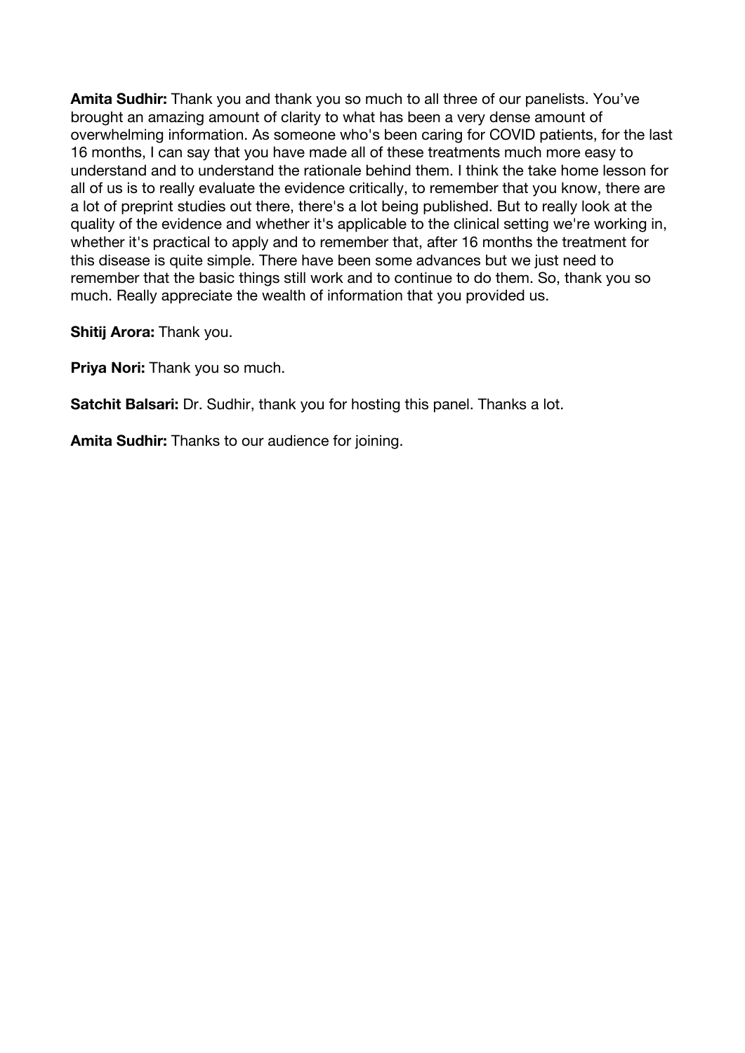**Amita Sudhir:** Thank you and thank you so much to all three of our panelists. You've brought an amazing amount of clarity to what has been a very dense amount of overwhelming information. As someone who's been caring for COVID patients, for the last 16 months, I can say that you have made all of these treatments much more easy to understand and to understand the rationale behind them. I think the take home lesson for all of us is to really evaluate the evidence critically, to remember that you know, there are a lot of preprint studies out there, there's a lot being published. But to really look at the quality of the evidence and whether it's applicable to the clinical setting we're working in, whether it's practical to apply and to remember that, after 16 months the treatment for this disease is quite simple. There have been some advances but we just need to remember that the basic things still work and to continue to do them. So, thank you so much. Really appreciate the wealth of information that you provided us.

**Shitij Arora:** Thank you.

**Priya Nori:** Thank you so much.

**Satchit Balsari:** Dr. Sudhir, thank you for hosting this panel. Thanks a lot.

**Amita Sudhir:** Thanks to our audience for joining.